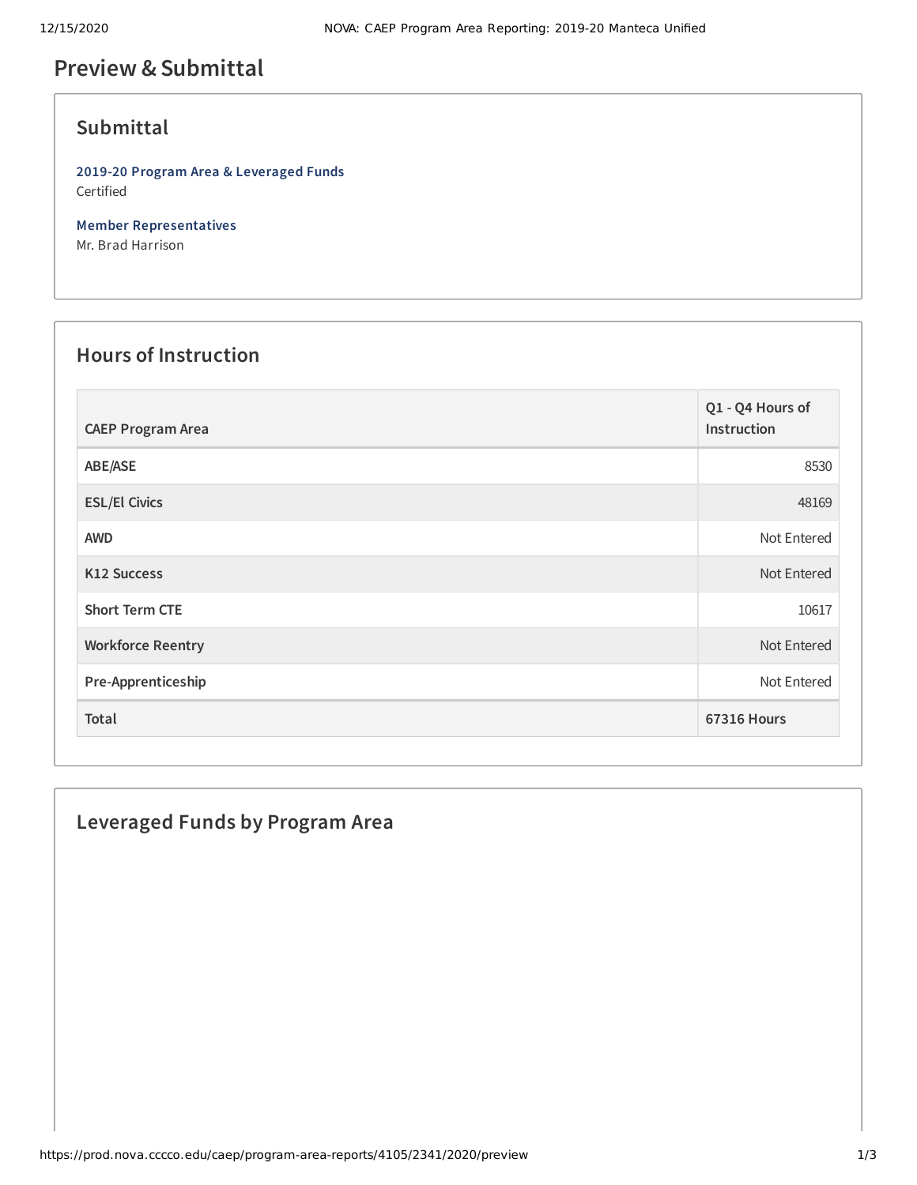# Preview & Submittal

## Submittal

**2019-20 Program Area & Leveraged Funds**
Certified

**Member Representatives**
Mr. Brad Harrison

## Hours of Instruction

| CAEP Program Area | Q1 - Q4 Hours of Instruction |
|---|---|
| ABE/ASE | 8530 |
| ESL/El Civics | 48169 |
| AWD | Not Entered |
| K12 Success | Not Entered |
| Short Term CTE | 10617 |
| Workforce Reentry | Not Entered |
| Pre-Apprenticeship | Not Entered |
| **Total** | **67316 Hours** |

## Leveraged Funds by Program Area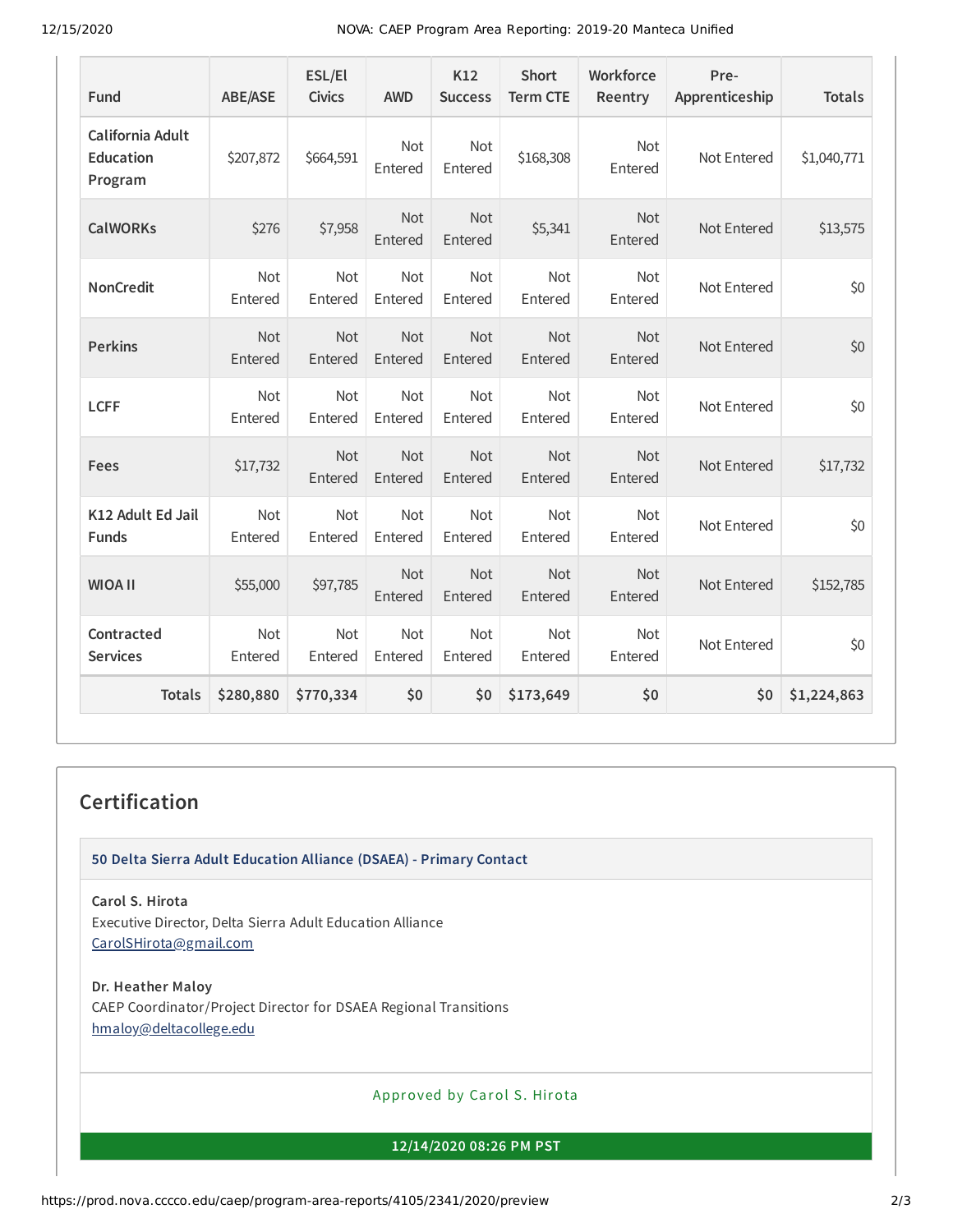| Fund | ABE/ASE | ESL/El Civics | AWD | K12 Success | Short Term CTE | Workforce Reentry | Pre-Apprenticeship | Totals |
|---|---|---|---|---|---|---|---|---|
| **California Adult Education Program** | $207,872 | $664,591 | Not Entered | Not Entered | $168,308 | Not Entered | Not Entered | $1,040,771 |
| **CalWORKs** | $276 | $7,958 | Not Entered | Not Entered | $5,341 | Not Entered | Not Entered | $13,575 |
| **NonCredit** | Not Entered | Not Entered | Not Entered | Not Entered | Not Entered | Not Entered | Not Entered | $0 |
| **Perkins** | Not Entered | Not Entered | Not Entered | Not Entered | Not Entered | Not Entered | Not Entered | $0 |
| **LCFF** | Not Entered | Not Entered | Not Entered | Not Entered | Not Entered | Not Entered | Not Entered | $0 |
| **Fees** | $17,732 | Not Entered | Not Entered | Not Entered | Not Entered | Not Entered | Not Entered | $17,732 |
| **K12 Adult Ed Jail Funds** | Not Entered | Not Entered | Not Entered | Not Entered | Not Entered | Not Entered | Not Entered | $0 |
| **WIOA II** | $55,000 | $97,785 | Not Entered | Not Entered | Not Entered | Not Entered | Not Entered | $152,785 |
| **Contracted Services** | Not Entered | Not Entered | Not Entered | Not Entered | Not Entered | Not Entered | Not Entered | $0 |
| **Totals** | **$280,880** | **$770,334** | **$0** | **$0** | **$173,649** | **$0** | **$0** | **$1,224,863** |

## Certification

**50 Delta Sierra Adult Education Alliance (DSAEA) - Primary Contact**

**Carol S. Hirota**
Executive Director, Delta Sierra Adult Education Alliance
CarolSHirota@gmail.com

**Dr. Heather Maloy**
CAEP Coordinator/Project Director for DSAEA Regional Transitions
hmaloy@deltacollege.edu

Approved by Carol S. Hirota

**12/14/2020 08:26 PM PST**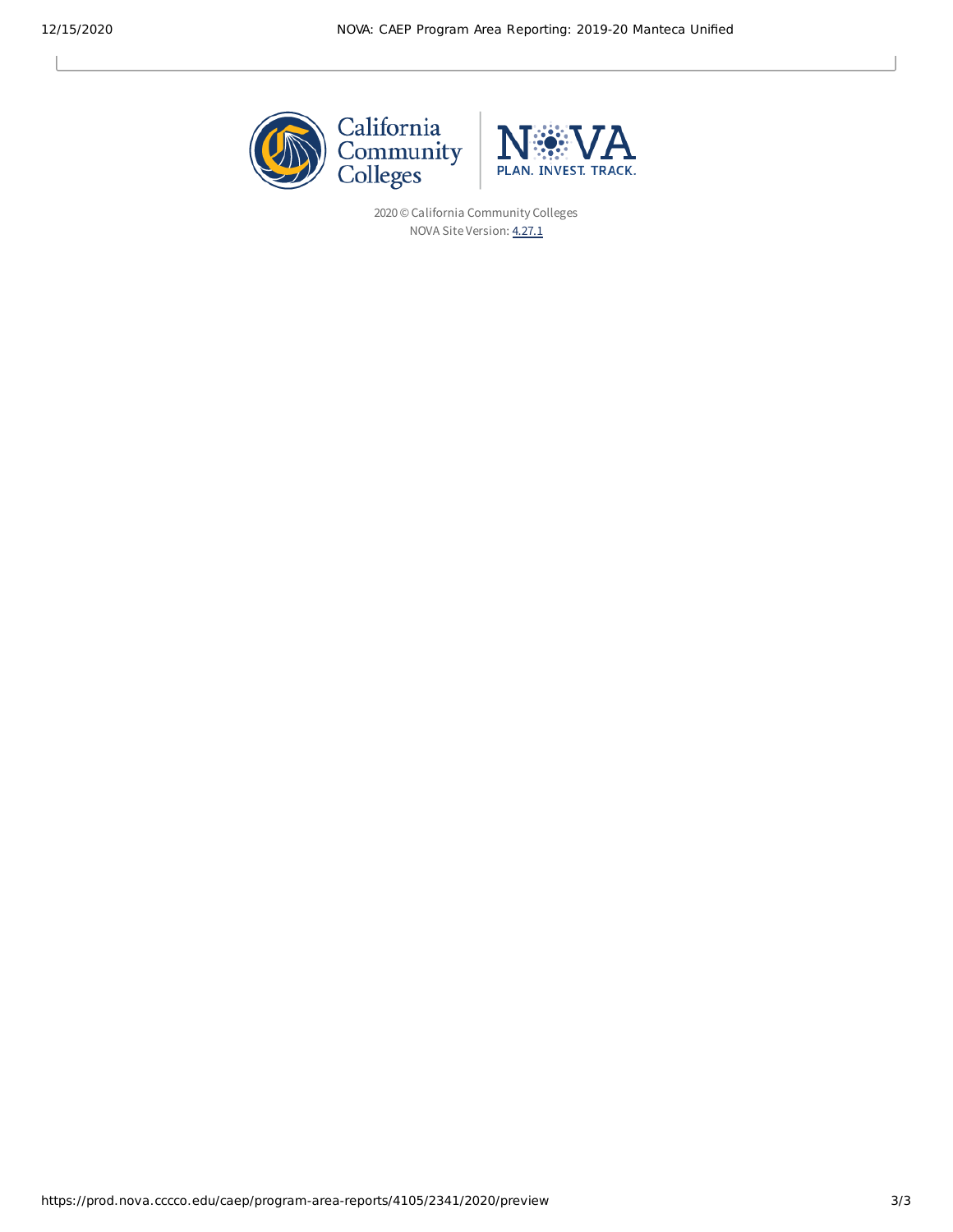California Community Colleges

NOVA PLAN. INVEST. TRACK.

2020 © California Community Colleges

NOVA Site Version: 4.27.1